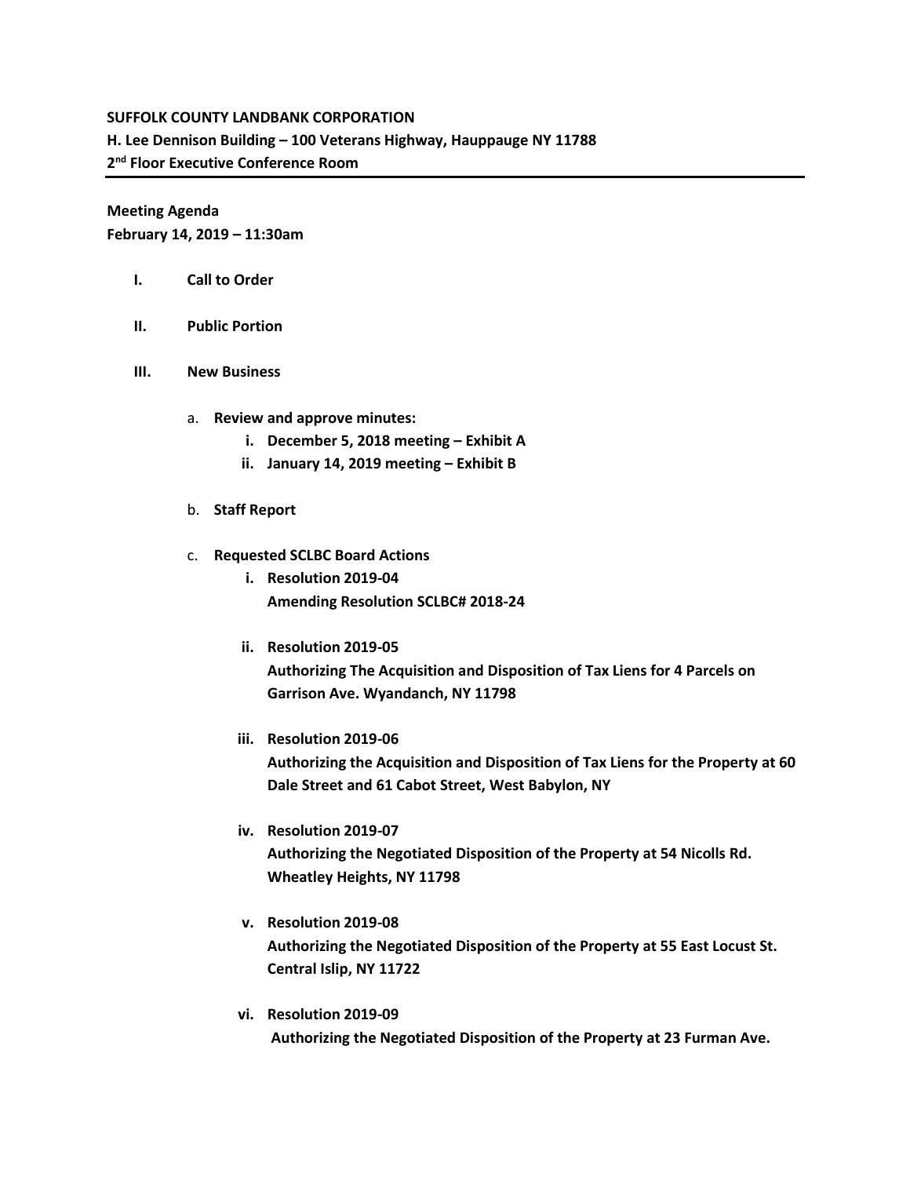**SUFFOLK COUNTY LANDBANK CORPORATION**
**H. Lee Dennison Building – 100 Veterans Highway, Hauppauge NY 11788**
**2nd Floor Executive Conference Room**

---

**Meeting Agenda**
**February 14, 2019 – 11:30am**

- **I. Call to Order**

- **II. Public Portion**

- **III. New Business**

  a. **Review and approve minutes:**
     - **i. December 5, 2018 meeting – Exhibit A**
     - **ii. January 14, 2019 meeting – Exhibit B**

  b. **Staff Report**

  c. **Requested SCLBC Board Actions**
     - **i. Resolution 2019-04**
       **Amending Resolution SCLBC# 2018-24**

     - **ii. Resolution 2019-05**
       **Authorizing The Acquisition and Disposition of Tax Liens for 4 Parcels on Garrison Ave. Wyandanch, NY 11798**

     - **iii. Resolution 2019-06**
       **Authorizing the Acquisition and Disposition of Tax Liens for the Property at 60 Dale Street and 61 Cabot Street, West Babylon, NY**

     - **iv. Resolution 2019-07**
       **Authorizing the Negotiated Disposition of the Property at 54 Nicolls Rd. Wheatley Heights, NY 11798**

     - **v. Resolution 2019-08**
       **Authorizing the Negotiated Disposition of the Property at 55 East Locust St. Central Islip, NY 11722**

     - **vi. Resolution 2019-09**
       **Authorizing the Negotiated Disposition of the Property at 23 Furman Ave.**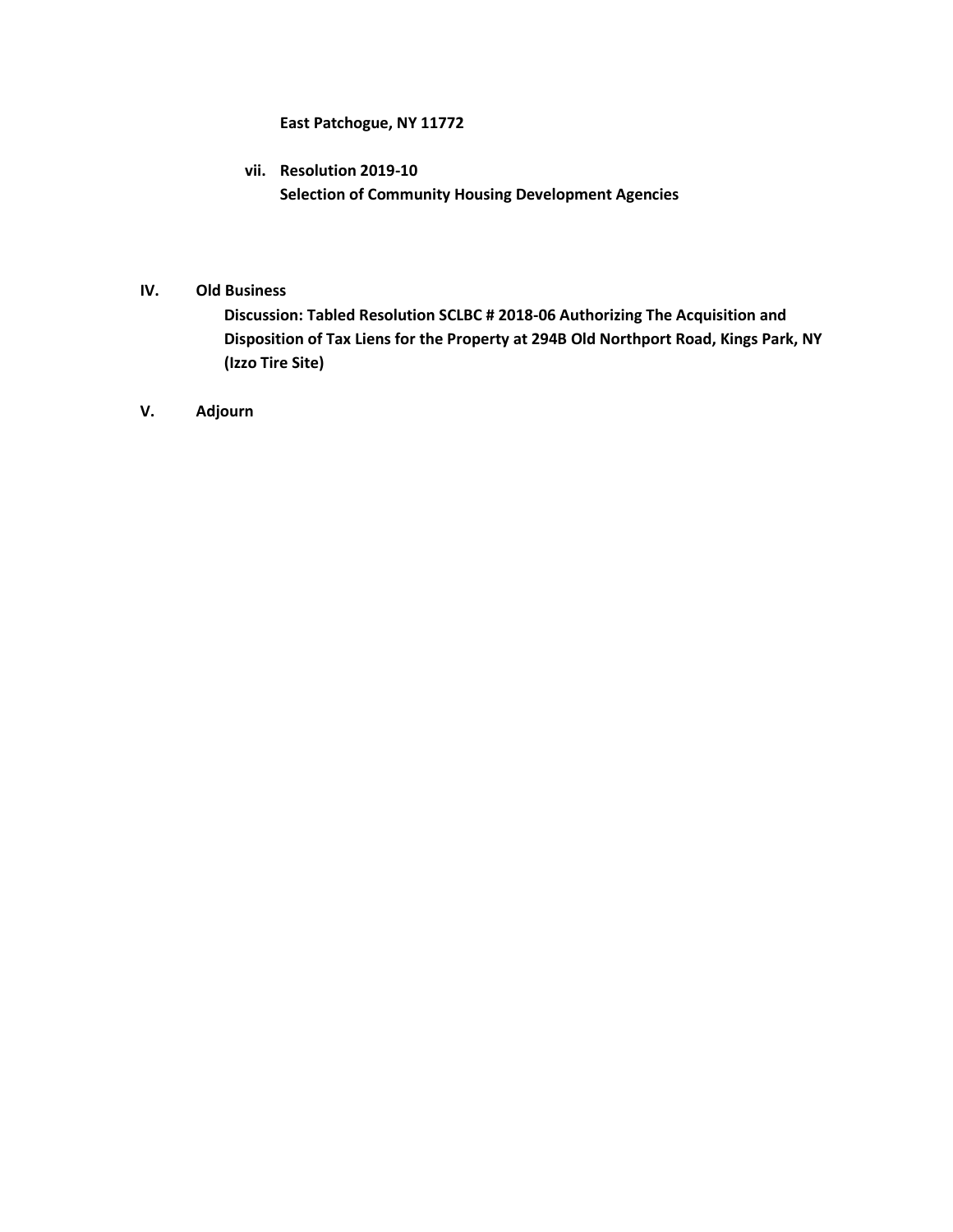**East Patchogue, NY 11772**

vii. **Resolution 2019-10**
**Selection of Community Housing Development Agencies**

**IV. Old Business**

**Discussion: Tabled Resolution SCLBC # 2018-06 Authorizing The Acquisition and Disposition of Tax Liens for the Property at 294B Old Northport Road, Kings Park, NY (Izzo Tire Site)**

**V. Adjourn**